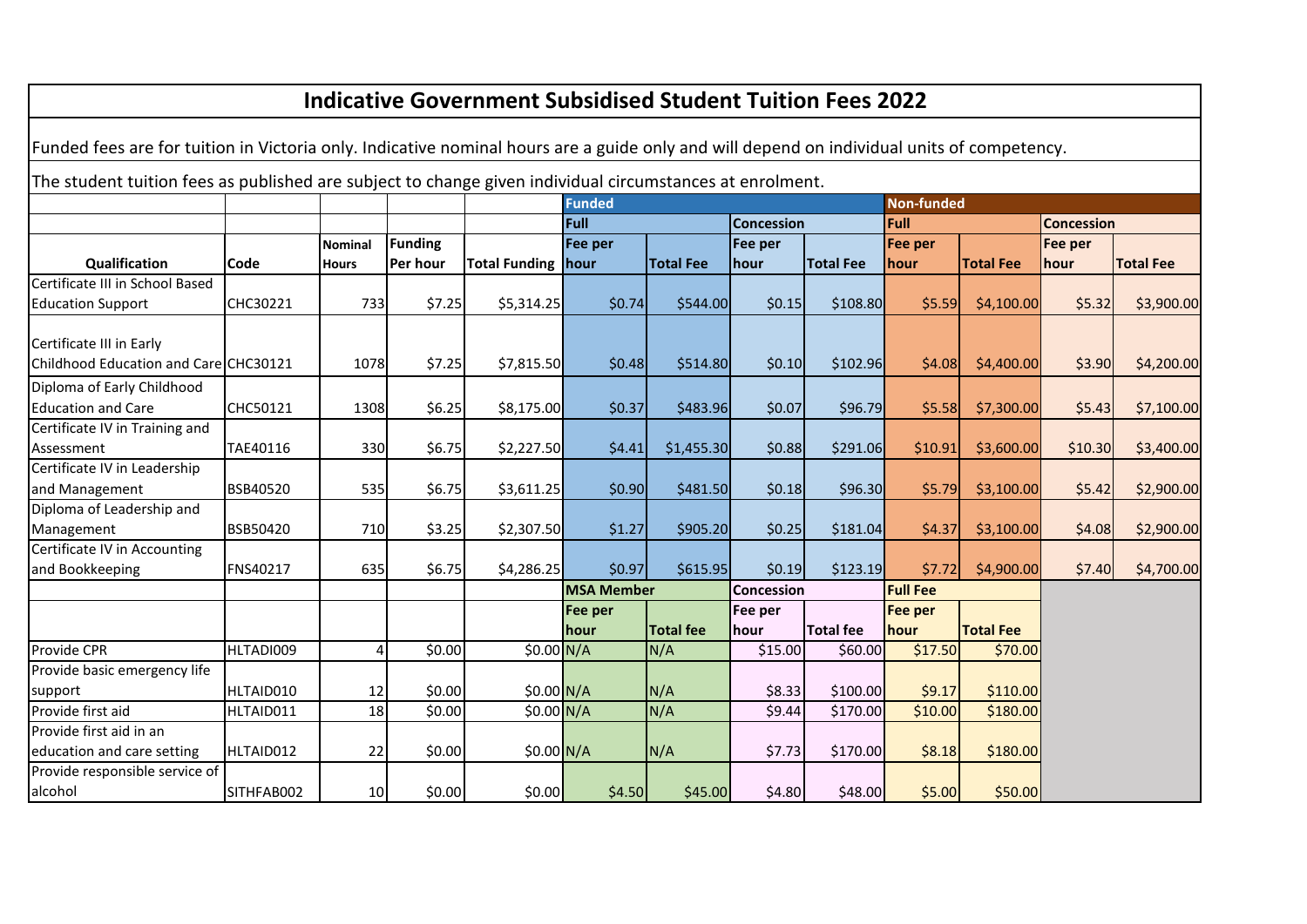# Indicative Government Subsidised Student Tuition Fees 2022

Funded fees are for tuition in Victoria only. Indicative nominal hours are a guide only and will depend on individual units of competency.

The student tuition fees as published are subject to change given individual circumstances at enrolment.

| | | | | | Funded | | | | Non-funded | | | |
|---|---|---|---|---|---|---|---|---|---|---|---|---|
| | | | | | Full | | Concession | | Full | | Concession | |
| Qualification | Code | Nominal Hours | Funding Per hour | Total Funding | Fee per hour | Total Fee | Fee per hour | Total Fee | Fee per hour | Total Fee | Fee per hour | Total Fee |
| Certificate III in School Based Education Support | CHC30221 | 733 | $7.25 | $5,314.25 | $0.74 | $544.00 | $0.15 | $108.80 | $5.59 | $4,100.00 | $5.32 | $3,900.00 |
| Certificate III in Early Childhood Education and Care | CHC30121 | 1078 | $7.25 | $7,815.50 | $0.48 | $514.80 | $0.10 | $102.96 | $4.08 | $4,400.00 | $3.90 | $4,200.00 |
| Diploma of Early Childhood Education and Care | CHC50121 | 1308 | $6.25 | $8,175.00 | $0.37 | $483.96 | $0.07 | $96.79 | $5.58 | $7,300.00 | $5.43 | $7,100.00 |
| Certificate IV in Training and Assessment | TAE40116 | 330 | $6.75 | $2,227.50 | $4.41 | $1,455.30 | $0.88 | $291.06 | $10.91 | $3,600.00 | $10.30 | $3,400.00 |
| Certificate IV in Leadership and Management | BSB40520 | 535 | $6.75 | $3,611.25 | $0.90 | $481.50 | $0.18 | $96.30 | $5.79 | $3,100.00 | $5.42 | $2,900.00 |
| Diploma of Leadership and Management | BSB50420 | 710 | $3.25 | $2,307.50 | $1.27 | $905.20 | $0.25 | $181.04 | $4.37 | $3,100.00 | $4.08 | $2,900.00 |
| Certificate IV in Accounting and Bookkeeping | FNS40217 | 635 | $6.75 | $4,286.25 | $0.97 | $615.95 | $0.19 | $123.19 | $7.72 | $4,900.00 | $7.40 | $4,700.00 |
| | | | | | MSA Member | | Concession | | Full Fee | | | |
| | | | | | Fee per hour | Total fee | Fee per hour | Total fee | Fee per hour | Total Fee | | |
| Provide CPR | HLTADI009 | 4 | $0.00 | $0.00 | N/A | N/A | $15.00 | $60.00 | $17.50 | $70.00 | | |
| Provide basic emergency life support | HLTAID010 | 12 | $0.00 | $0.00 | N/A | N/A | $8.33 | $100.00 | $9.17 | $110.00 | | |
| Provide first aid | HLTAID011 | 18 | $0.00 | $0.00 | N/A | N/A | $9.44 | $170.00 | $10.00 | $180.00 | | |
| Provide first aid in an education and care setting | HLTAID012 | 22 | $0.00 | $0.00 | N/A | N/A | $7.73 | $170.00 | $8.18 | $180.00 | | |
| Provide responsible service of alcohol | SITHFAB002 | 10 | $0.00 | $0.00 | $4.50 | $45.00 | $4.80 | $48.00 | $5.00 | $50.00 | | |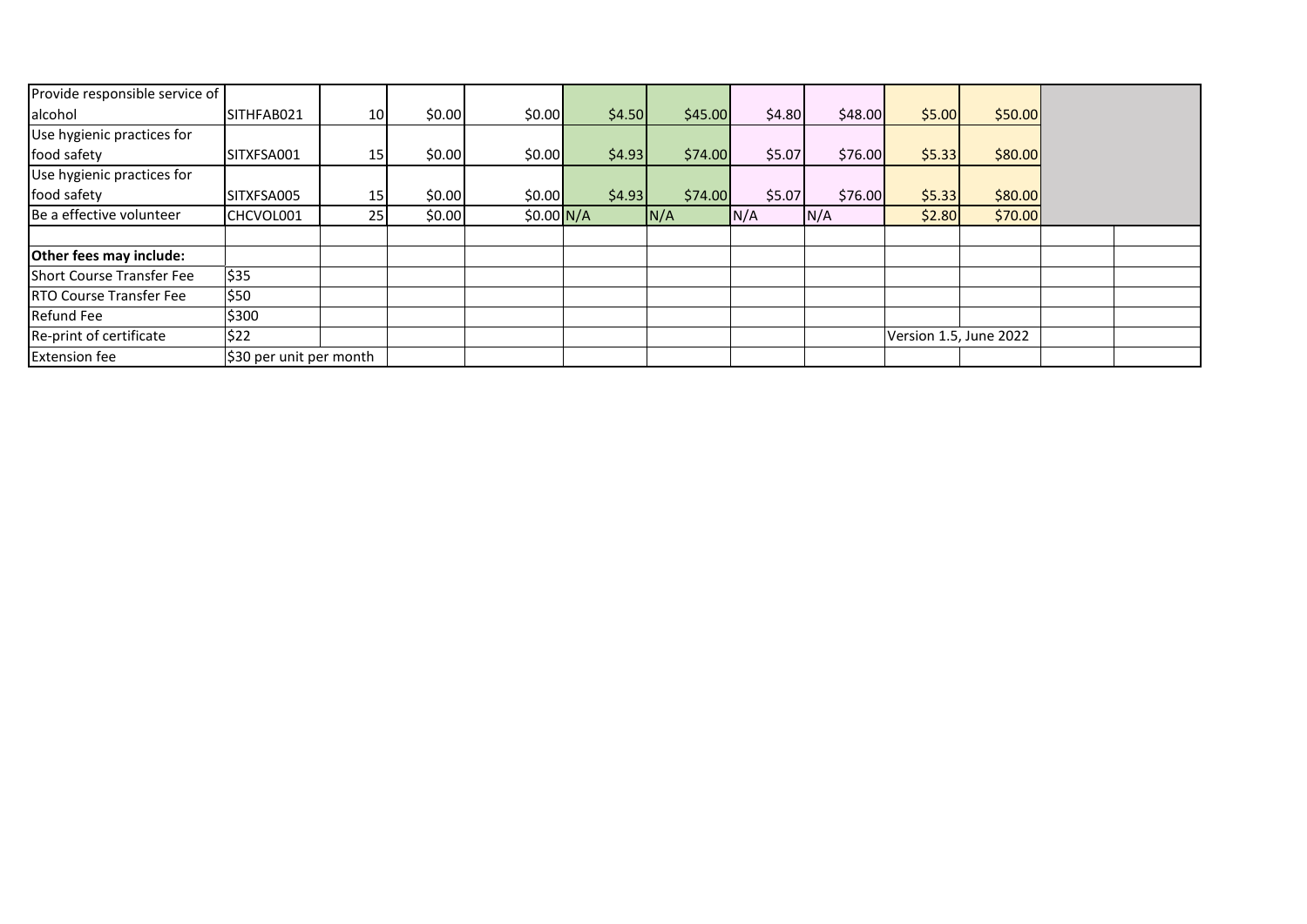| | | | | | | | | | | | | |
|---|---|---|---|---|---|---|---|---|---|---|---|---|
| Provide responsible service of alcohol | SITHFAB021 | 10 | $0.00 | $0.00 | $4.50 | $45.00 | $4.80 | $48.00 | $5.00 | $50.00 | | |
| Use hygienic practices for food safety | SITXFSA001 | 15 | $0.00 | $0.00 | $4.93 | $74.00 | $5.07 | $76.00 | $5.33 | $80.00 | | |
| Use hygienic practices for food safety | SITXFSA005 | 15 | $0.00 | $0.00 | $4.93 | $74.00 | $5.07 | $76.00 | $5.33 | $80.00 | | |
| Be a effective volunteer | CHCVOL001 | 25 | $0.00 | $0.00 | N/A | N/A | N/A | N/A | $2.80 | $70.00 | | |
| | | | | | | | | | | | | |
| **Other fees may include:** | | | | | | | | | | | | |
| Short Course Transfer Fee | $35 | | | | | | | | | | | |
| RTO Course Transfer Fee | $50 | | | | | | | | | | | |
| Refund Fee | $300 | | | | | | | | | | | |
| Re-print of certificate | $22 | | | | | | | | Version 1.5, June 2022 | | | |
| Extension fee | $30 per unit per month | | | | | | | | | | | |